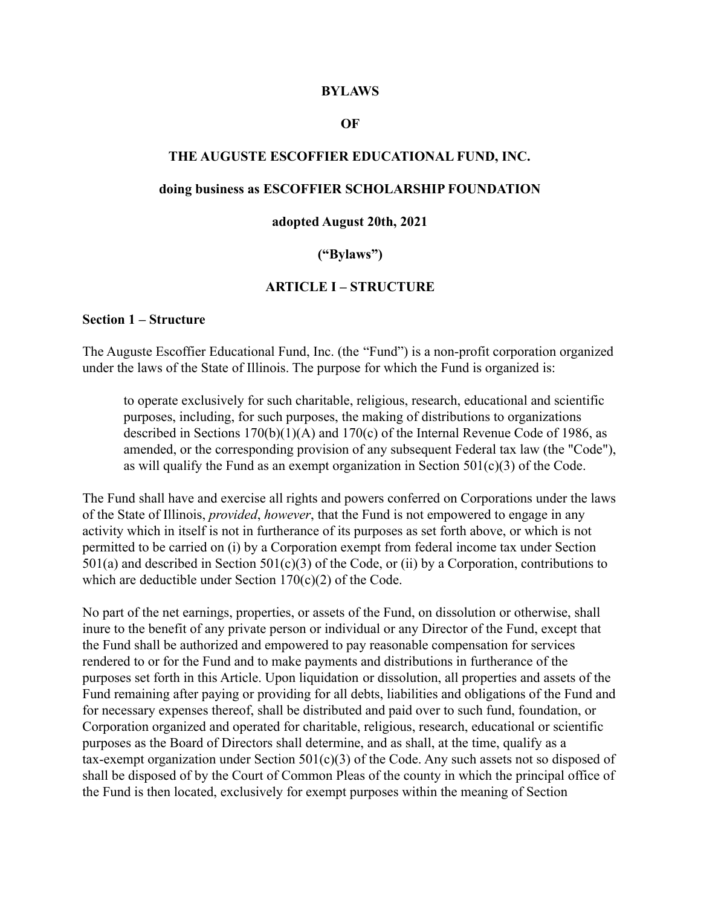**BYLAWS**

**OF**

**THE AUGUSTE ESCOFFIER EDUCATIONAL FUND, INC.**

**doing business as ESCOFFIER SCHOLARSHIP FOUNDATION**

**adopted August 20th, 2021**

**("Bylaws")**

## ARTICLE I – STRUCTURE

### Section 1 – Structure

The Auguste Escoffier Educational Fund, Inc. (the "Fund") is a non-profit corporation organized under the laws of the State of Illinois. The purpose for which the Fund is organized is:

> to operate exclusively for such charitable, religious, research, educational and scientific purposes, including, for such purposes, the making of distributions to organizations described in Sections 170(b)(1)(A) and 170(c) of the Internal Revenue Code of 1986, as amended, or the corresponding provision of any subsequent Federal tax law (the "Code"), as will qualify the Fund as an exempt organization in Section 501(c)(3) of the Code.

The Fund shall have and exercise all rights and powers conferred on Corporations under the laws of the State of Illinois, *provided*, *however*, that the Fund is not empowered to engage in any activity which in itself is not in furtherance of its purposes as set forth above, or which is not permitted to be carried on (i) by a Corporation exempt from federal income tax under Section 501(a) and described in Section 501(c)(3) of the Code, or (ii) by a Corporation, contributions to which are deductible under Section 170(c)(2) of the Code.

No part of the net earnings, properties, or assets of the Fund, on dissolution or otherwise, shall inure to the benefit of any private person or individual or any Director of the Fund, except that the Fund shall be authorized and empowered to pay reasonable compensation for services rendered to or for the Fund and to make payments and distributions in furtherance of the purposes set forth in this Article. Upon liquidation or dissolution, all properties and assets of the Fund remaining after paying or providing for all debts, liabilities and obligations of the Fund and for necessary expenses thereof, shall be distributed and paid over to such fund, foundation, or Corporation organized and operated for charitable, religious, research, educational or scientific purposes as the Board of Directors shall determine, and as shall, at the time, qualify as a tax-exempt organization under Section 501(c)(3) of the Code. Any such assets not so disposed of shall be disposed of by the Court of Common Pleas of the county in which the principal office of the Fund is then located, exclusively for exempt purposes within the meaning of Section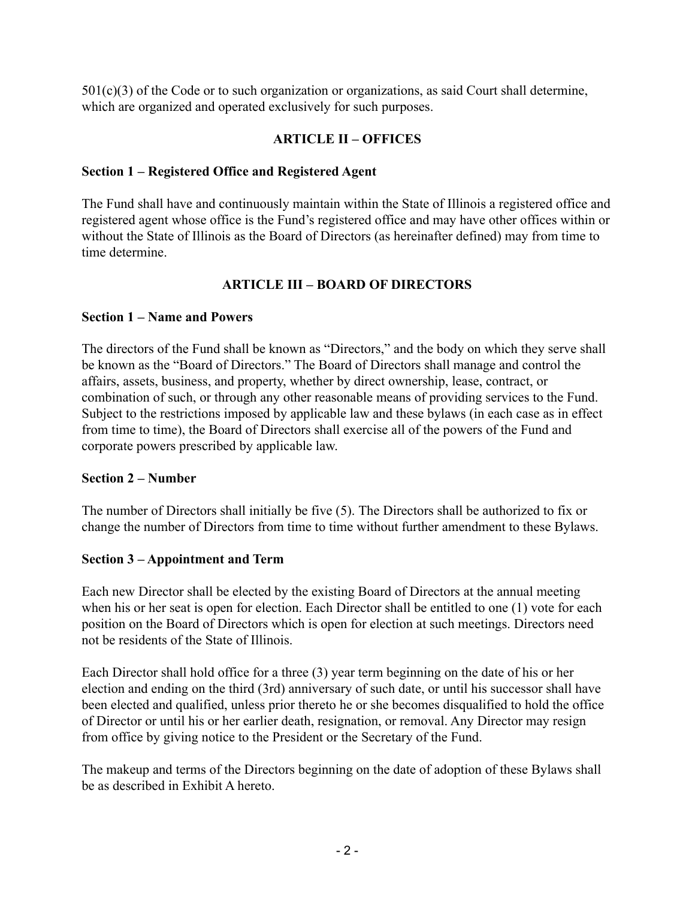501(c)(3) of the Code or to such organization or organizations, as said Court shall determine, which are organized and operated exclusively for such purposes.

## ARTICLE II – OFFICES

### Section 1 – Registered Office and Registered Agent

The Fund shall have and continuously maintain within the State of Illinois a registered office and registered agent whose office is the Fund's registered office and may have other offices within or without the State of Illinois as the Board of Directors (as hereinafter defined) may from time to time determine.

## ARTICLE III – BOARD OF DIRECTORS

### Section 1 – Name and Powers

The directors of the Fund shall be known as "Directors," and the body on which they serve shall be known as the "Board of Directors." The Board of Directors shall manage and control the affairs, assets, business, and property, whether by direct ownership, lease, contract, or combination of such, or through any other reasonable means of providing services to the Fund. Subject to the restrictions imposed by applicable law and these bylaws (in each case as in effect from time to time), the Board of Directors shall exercise all of the powers of the Fund and corporate powers prescribed by applicable law.

### Section 2 – Number

The number of Directors shall initially be five (5). The Directors shall be authorized to fix or change the number of Directors from time to time without further amendment to these Bylaws.

### Section 3 – Appointment and Term

Each new Director shall be elected by the existing Board of Directors at the annual meeting when his or her seat is open for election. Each Director shall be entitled to one (1) vote for each position on the Board of Directors which is open for election at such meetings. Directors need not be residents of the State of Illinois.

Each Director shall hold office for a three (3) year term beginning on the date of his or her election and ending on the third (3rd) anniversary of such date, or until his successor shall have been elected and qualified, unless prior thereto he or she becomes disqualified to hold the office of Director or until his or her earlier death, resignation, or removal. Any Director may resign from office by giving notice to the President or the Secretary of the Fund.

The makeup and terms of the Directors beginning on the date of adoption of these Bylaws shall be as described in Exhibit A hereto.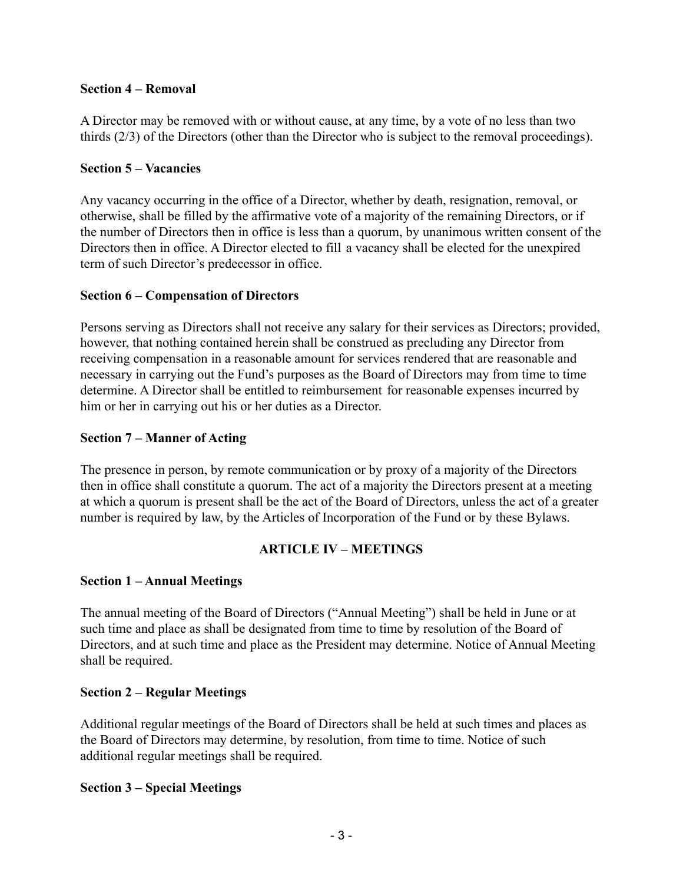**Section 4 – Removal**

A Director may be removed with or without cause, at any time, by a vote of no less than two thirds (2/3) of the Directors (other than the Director who is subject to the removal proceedings).

**Section 5 – Vacancies**

Any vacancy occurring in the office of a Director, whether by death, resignation, removal, or otherwise, shall be filled by the affirmative vote of a majority of the remaining Directors, or if the number of Directors then in office is less than a quorum, by unanimous written consent of the Directors then in office. A Director elected to fill a vacancy shall be elected for the unexpired term of such Director's predecessor in office.

**Section 6 – Compensation of Directors**

Persons serving as Directors shall not receive any salary for their services as Directors; provided, however, that nothing contained herein shall be construed as precluding any Director from receiving compensation in a reasonable amount for services rendered that are reasonable and necessary in carrying out the Fund's purposes as the Board of Directors may from time to time determine. A Director shall be entitled to reimbursement for reasonable expenses incurred by him or her in carrying out his or her duties as a Director.

**Section 7 – Manner of Acting**

The presence in person, by remote communication or by proxy of a majority of the Directors then in office shall constitute a quorum. The act of a majority the Directors present at a meeting at which a quorum is present shall be the act of the Board of Directors, unless the act of a greater number is required by law, by the Articles of Incorporation of the Fund or by these Bylaws.

## ARTICLE IV – MEETINGS

**Section 1 – Annual Meetings**

The annual meeting of the Board of Directors ("Annual Meeting") shall be held in June or at such time and place as shall be designated from time to time by resolution of the Board of Directors, and at such time and place as the President may determine. Notice of Annual Meeting shall be required.

**Section 2 – Regular Meetings**

Additional regular meetings of the Board of Directors shall be held at such times and places as the Board of Directors may determine, by resolution, from time to time. Notice of such additional regular meetings shall be required.

**Section 3 – Special Meetings**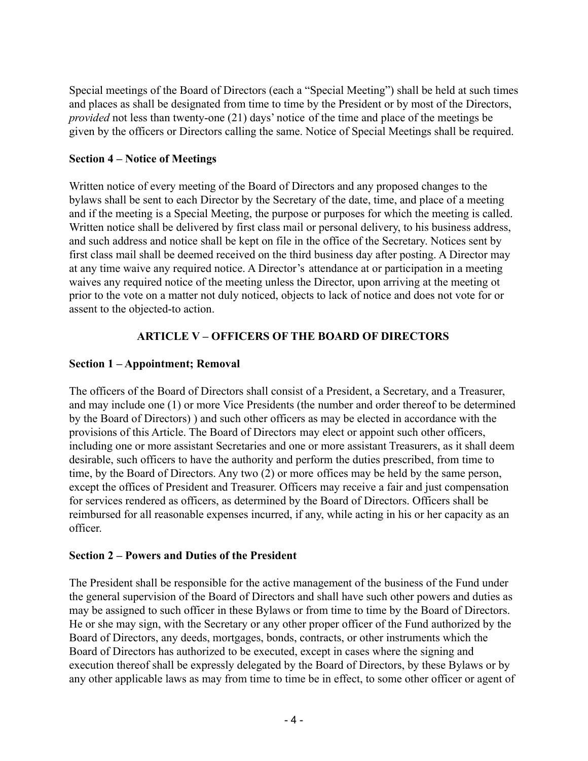Special meetings of the Board of Directors (each a "Special Meeting") shall be held at such times and places as shall be designated from time to time by the President or by most of the Directors, *provided* not less than twenty-one (21) days' notice of the time and place of the meetings be given by the officers or Directors calling the same. Notice of Special Meetings shall be required.

**Section 4 – Notice of Meetings**

Written notice of every meeting of the Board of Directors and any proposed changes to the bylaws shall be sent to each Director by the Secretary of the date, time, and place of a meeting and if the meeting is a Special Meeting, the purpose or purposes for which the meeting is called. Written notice shall be delivered by first class mail or personal delivery, to his business address, and such address and notice shall be kept on file in the office of the Secretary. Notices sent by first class mail shall be deemed received on the third business day after posting. A Director may at any time waive any required notice. A Director's attendance at or participation in a meeting waives any required notice of the meeting unless the Director, upon arriving at the meeting ot prior to the vote on a matter not duly noticed, objects to lack of notice and does not vote for or assent to the objected-to action.

## ARTICLE V – OFFICERS OF THE BOARD OF DIRECTORS

**Section 1 – Appointment; Removal**

The officers of the Board of Directors shall consist of a President, a Secretary, and a Treasurer, and may include one (1) or more Vice Presidents (the number and order thereof to be determined by the Board of Directors) ) and such other officers as may be elected in accordance with the provisions of this Article. The Board of Directors may elect or appoint such other officers, including one or more assistant Secretaries and one or more assistant Treasurers, as it shall deem desirable, such officers to have the authority and perform the duties prescribed, from time to time, by the Board of Directors. Any two (2) or more offices may be held by the same person, except the offices of President and Treasurer. Officers may receive a fair and just compensation for services rendered as officers, as determined by the Board of Directors. Officers shall be reimbursed for all reasonable expenses incurred, if any, while acting in his or her capacity as an officer.

**Section 2 – Powers and Duties of the President**

The President shall be responsible for the active management of the business of the Fund under the general supervision of the Board of Directors and shall have such other powers and duties as may be assigned to such officer in these Bylaws or from time to time by the Board of Directors. He or she may sign, with the Secretary or any other proper officer of the Fund authorized by the Board of Directors, any deeds, mortgages, bonds, contracts, or other instruments which the Board of Directors has authorized to be executed, except in cases where the signing and execution thereof shall be expressly delegated by the Board of Directors, by these Bylaws or by any other applicable laws as may from time to time be in effect, to some other officer or agent of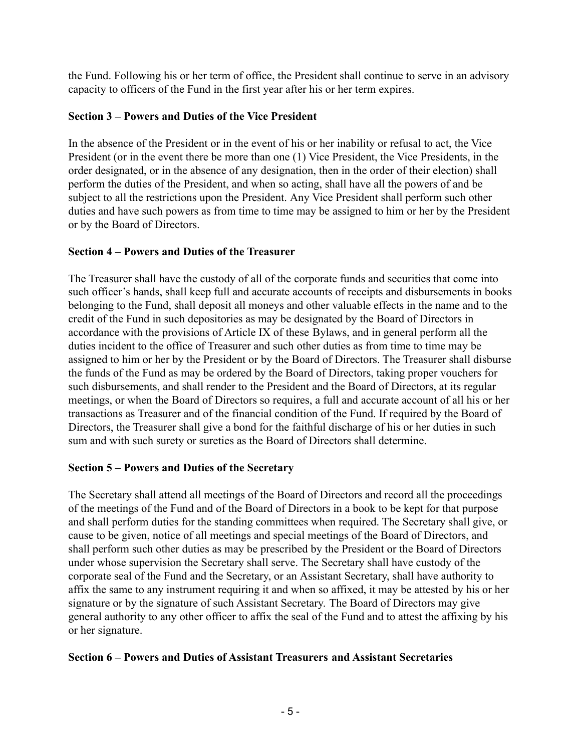the Fund. Following his or her term of office, the President shall continue to serve in an advisory capacity to officers of the Fund in the first year after his or her term expires.

### Section 3 – Powers and Duties of the Vice President

In the absence of the President or in the event of his or her inability or refusal to act, the Vice President (or in the event there be more than one (1) Vice President, the Vice Presidents, in the order designated, or in the absence of any designation, then in the order of their election) shall perform the duties of the President, and when so acting, shall have all the powers of and be subject to all the restrictions upon the President. Any Vice President shall perform such other duties and have such powers as from time to time may be assigned to him or her by the President or by the Board of Directors.

### Section 4 – Powers and Duties of the Treasurer

The Treasurer shall have the custody of all of the corporate funds and securities that come into such officer's hands, shall keep full and accurate accounts of receipts and disbursements in books belonging to the Fund, shall deposit all moneys and other valuable effects in the name and to the credit of the Fund in such depositories as may be designated by the Board of Directors in accordance with the provisions of Article IX of these Bylaws, and in general perform all the duties incident to the office of Treasurer and such other duties as from time to time may be assigned to him or her by the President or by the Board of Directors. The Treasurer shall disburse the funds of the Fund as may be ordered by the Board of Directors, taking proper vouchers for such disbursements, and shall render to the President and the Board of Directors, at its regular meetings, or when the Board of Directors so requires, a full and accurate account of all his or her transactions as Treasurer and of the financial condition of the Fund. If required by the Board of Directors, the Treasurer shall give a bond for the faithful discharge of his or her duties in such sum and with such surety or sureties as the Board of Directors shall determine.

### Section 5 – Powers and Duties of the Secretary

The Secretary shall attend all meetings of the Board of Directors and record all the proceedings of the meetings of the Fund and of the Board of Directors in a book to be kept for that purpose and shall perform duties for the standing committees when required. The Secretary shall give, or cause to be given, notice of all meetings and special meetings of the Board of Directors, and shall perform such other duties as may be prescribed by the President or the Board of Directors under whose supervision the Secretary shall serve. The Secretary shall have custody of the corporate seal of the Fund and the Secretary, or an Assistant Secretary, shall have authority to affix the same to any instrument requiring it and when so affixed, it may be attested by his or her signature or by the signature of such Assistant Secretary. The Board of Directors may give general authority to any other officer to affix the seal of the Fund and to attest the affixing by his or her signature.

### Section 6 – Powers and Duties of Assistant Treasurers and Assistant Secretaries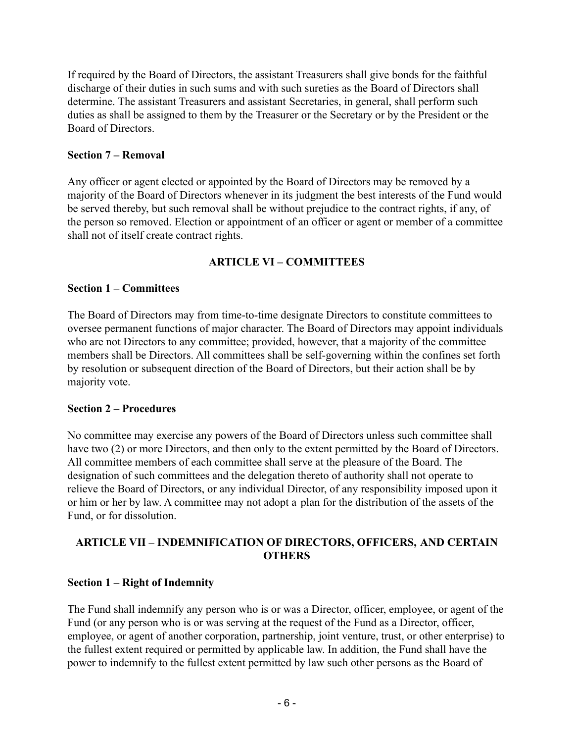If required by the Board of Directors, the assistant Treasurers shall give bonds for the faithful discharge of their duties in such sums and with such sureties as the Board of Directors shall determine. The assistant Treasurers and assistant Secretaries, in general, shall perform such duties as shall be assigned to them by the Treasurer or the Secretary or by the President or the Board of Directors.

**Section 7 – Removal**

Any officer or agent elected or appointed by the Board of Directors may be removed by a majority of the Board of Directors whenever in its judgment the best interests of the Fund would be served thereby, but such removal shall be without prejudice to the contract rights, if any, of the person so removed. Election or appointment of an officer or agent or member of a committee shall not of itself create contract rights.

## ARTICLE VI – COMMITTEES

**Section 1 – Committees**

The Board of Directors may from time-to-time designate Directors to constitute committees to oversee permanent functions of major character. The Board of Directors may appoint individuals who are not Directors to any committee; provided, however, that a majority of the committee members shall be Directors. All committees shall be self-governing within the confines set forth by resolution or subsequent direction of the Board of Directors, but their action shall be by majority vote.

**Section 2 – Procedures**

No committee may exercise any powers of the Board of Directors unless such committee shall have two (2) or more Directors, and then only to the extent permitted by the Board of Directors. All committee members of each committee shall serve at the pleasure of the Board. The designation of such committees and the delegation thereto of authority shall not operate to relieve the Board of Directors, or any individual Director, of any responsibility imposed upon it or him or her by law. A committee may not adopt a plan for the distribution of the assets of the Fund, or for dissolution.

## ARTICLE VII – INDEMNIFICATION OF DIRECTORS, OFFICERS, AND CERTAIN OTHERS

**Section 1 – Right of Indemnity**

The Fund shall indemnify any person who is or was a Director, officer, employee, or agent of the Fund (or any person who is or was serving at the request of the Fund as a Director, officer, employee, or agent of another corporation, partnership, joint venture, trust, or other enterprise) to the fullest extent required or permitted by applicable law. In addition, the Fund shall have the power to indemnify to the fullest extent permitted by law such other persons as the Board of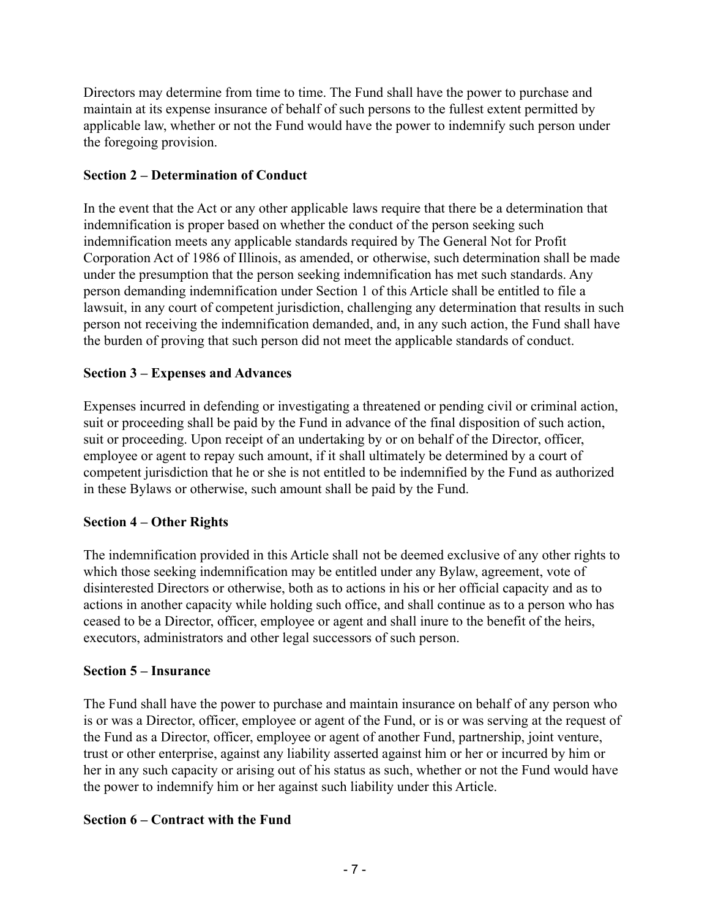Directors may determine from time to time. The Fund shall have the power to purchase and maintain at its expense insurance of behalf of such persons to the fullest extent permitted by applicable law, whether or not the Fund would have the power to indemnify such person under the foregoing provision.

**Section 2 – Determination of Conduct**

In the event that the Act or any other applicable laws require that there be a determination that indemnification is proper based on whether the conduct of the person seeking such indemnification meets any applicable standards required by The General Not for Profit Corporation Act of 1986 of Illinois, as amended, or otherwise, such determination shall be made under the presumption that the person seeking indemnification has met such standards. Any person demanding indemnification under Section 1 of this Article shall be entitled to file a lawsuit, in any court of competent jurisdiction, challenging any determination that results in such person not receiving the indemnification demanded, and, in any such action, the Fund shall have the burden of proving that such person did not meet the applicable standards of conduct.

**Section 3 – Expenses and Advances**

Expenses incurred in defending or investigating a threatened or pending civil or criminal action, suit or proceeding shall be paid by the Fund in advance of the final disposition of such action, suit or proceeding. Upon receipt of an undertaking by or on behalf of the Director, officer, employee or agent to repay such amount, if it shall ultimately be determined by a court of competent jurisdiction that he or she is not entitled to be indemnified by the Fund as authorized in these Bylaws or otherwise, such amount shall be paid by the Fund.

**Section 4 – Other Rights**

The indemnification provided in this Article shall not be deemed exclusive of any other rights to which those seeking indemnification may be entitled under any Bylaw, agreement, vote of disinterested Directors or otherwise, both as to actions in his or her official capacity and as to actions in another capacity while holding such office, and shall continue as to a person who has ceased to be a Director, officer, employee or agent and shall inure to the benefit of the heirs, executors, administrators and other legal successors of such person.

**Section 5 – Insurance**

The Fund shall have the power to purchase and maintain insurance on behalf of any person who is or was a Director, officer, employee or agent of the Fund, or is or was serving at the request of the Fund as a Director, officer, employee or agent of another Fund, partnership, joint venture, trust or other enterprise, against any liability asserted against him or her or incurred by him or her in any such capacity or arising out of his status as such, whether or not the Fund would have the power to indemnify him or her against such liability under this Article.

**Section 6 – Contract with the Fund**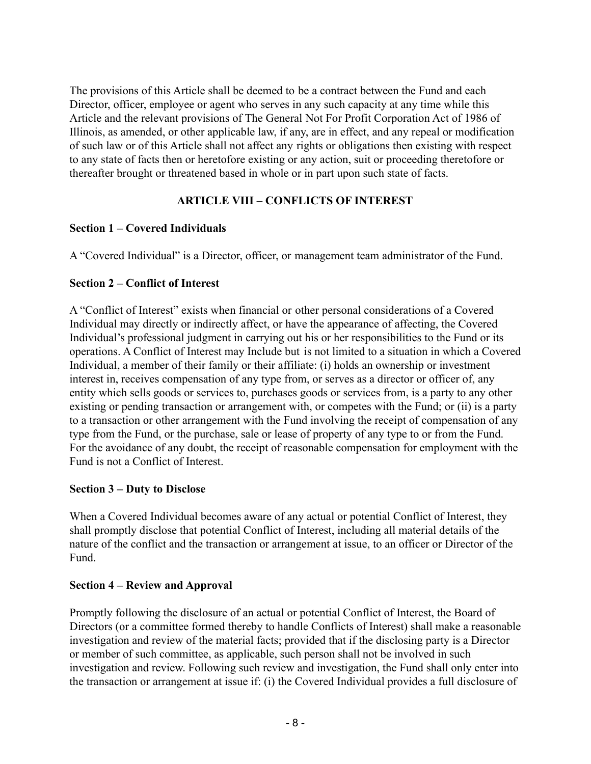The provisions of this Article shall be deemed to be a contract between the Fund and each Director, officer, employee or agent who serves in any such capacity at any time while this Article and the relevant provisions of The General Not For Profit Corporation Act of 1986 of Illinois, as amended, or other applicable law, if any, are in effect, and any repeal or modification of such law or of this Article shall not affect any rights or obligations then existing with respect to any state of facts then or heretofore existing or any action, suit or proceeding theretofore or thereafter brought or threatened based in whole or in part upon such state of facts.

## ARTICLE VIII – CONFLICTS OF INTEREST

### Section 1 – Covered Individuals

A "Covered Individual" is a Director, officer, or management team administrator of the Fund.

### Section 2 – Conflict of Interest

A "Conflict of Interest" exists when financial or other personal considerations of a Covered Individual may directly or indirectly affect, or have the appearance of affecting, the Covered Individual's professional judgment in carrying out his or her responsibilities to the Fund or its operations. A Conflict of Interest may Include but is not limited to a situation in which a Covered Individual, a member of their family or their affiliate: (i) holds an ownership or investment interest in, receives compensation of any type from, or serves as a director or officer of, any entity which sells goods or services to, purchases goods or services from, is a party to any other existing or pending transaction or arrangement with, or competes with the Fund; or (ii) is a party to a transaction or other arrangement with the Fund involving the receipt of compensation of any type from the Fund, or the purchase, sale or lease of property of any type to or from the Fund. For the avoidance of any doubt, the receipt of reasonable compensation for employment with the Fund is not a Conflict of Interest.

### Section 3 – Duty to Disclose

When a Covered Individual becomes aware of any actual or potential Conflict of Interest, they shall promptly disclose that potential Conflict of Interest, including all material details of the nature of the conflict and the transaction or arrangement at issue, to an officer or Director of the Fund.

### Section 4 – Review and Approval

Promptly following the disclosure of an actual or potential Conflict of Interest, the Board of Directors (or a committee formed thereby to handle Conflicts of Interest) shall make a reasonable investigation and review of the material facts; provided that if the disclosing party is a Director or member of such committee, as applicable, such person shall not be involved in such investigation and review. Following such review and investigation, the Fund shall only enter into the transaction or arrangement at issue if: (i) the Covered Individual provides a full disclosure of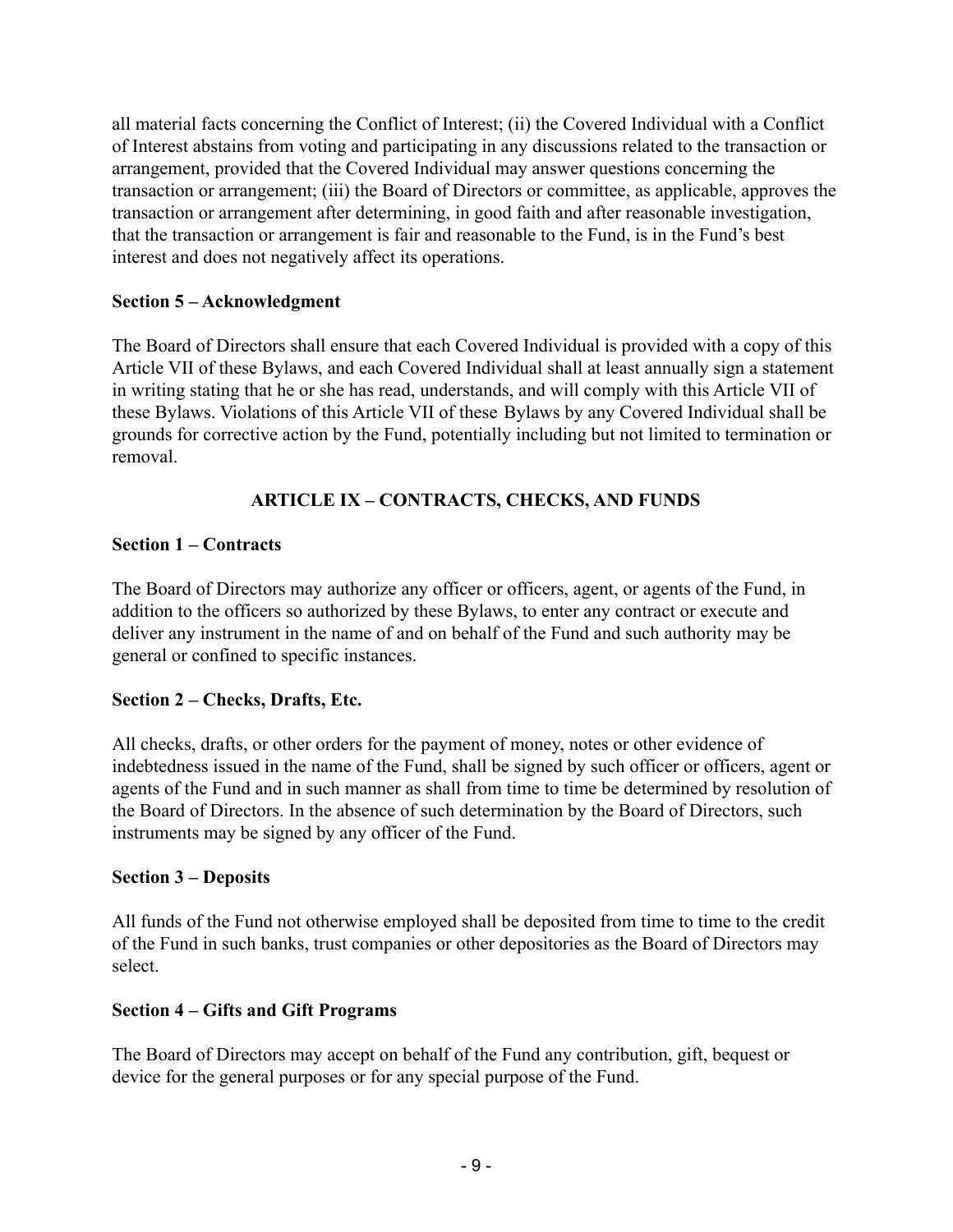all material facts concerning the Conflict of Interest; (ii) the Covered Individual with a Conflict of Interest abstains from voting and participating in any discussions related to the transaction or arrangement, provided that the Covered Individual may answer questions concerning the transaction or arrangement; (iii) the Board of Directors or committee, as applicable, approves the transaction or arrangement after determining, in good faith and after reasonable investigation, that the transaction or arrangement is fair and reasonable to the Fund, is in the Fund's best interest and does not negatively affect its operations.

**Section 5 – Acknowledgment**

The Board of Directors shall ensure that each Covered Individual is provided with a copy of this Article VII of these Bylaws, and each Covered Individual shall at least annually sign a statement in writing stating that he or she has read, understands, and will comply with this Article VII of these Bylaws. Violations of this Article VII of these Bylaws by any Covered Individual shall be grounds for corrective action by the Fund, potentially including but not limited to termination or removal.

## ARTICLE IX – CONTRACTS, CHECKS, AND FUNDS

**Section 1 – Contracts**

The Board of Directors may authorize any officer or officers, agent, or agents of the Fund, in addition to the officers so authorized by these Bylaws, to enter any contract or execute and deliver any instrument in the name of and on behalf of the Fund and such authority may be general or confined to specific instances.

**Section 2 – Checks, Drafts, Etc.**

All checks, drafts, or other orders for the payment of money, notes or other evidence of indebtedness issued in the name of the Fund, shall be signed by such officer or officers, agent or agents of the Fund and in such manner as shall from time to time be determined by resolution of the Board of Directors. In the absence of such determination by the Board of Directors, such instruments may be signed by any officer of the Fund.

**Section 3 – Deposits**

All funds of the Fund not otherwise employed shall be deposited from time to time to the credit of the Fund in such banks, trust companies or other depositories as the Board of Directors may select.

**Section 4 – Gifts and Gift Programs**

The Board of Directors may accept on behalf of the Fund any contribution, gift, bequest or device for the general purposes or for any special purpose of the Fund.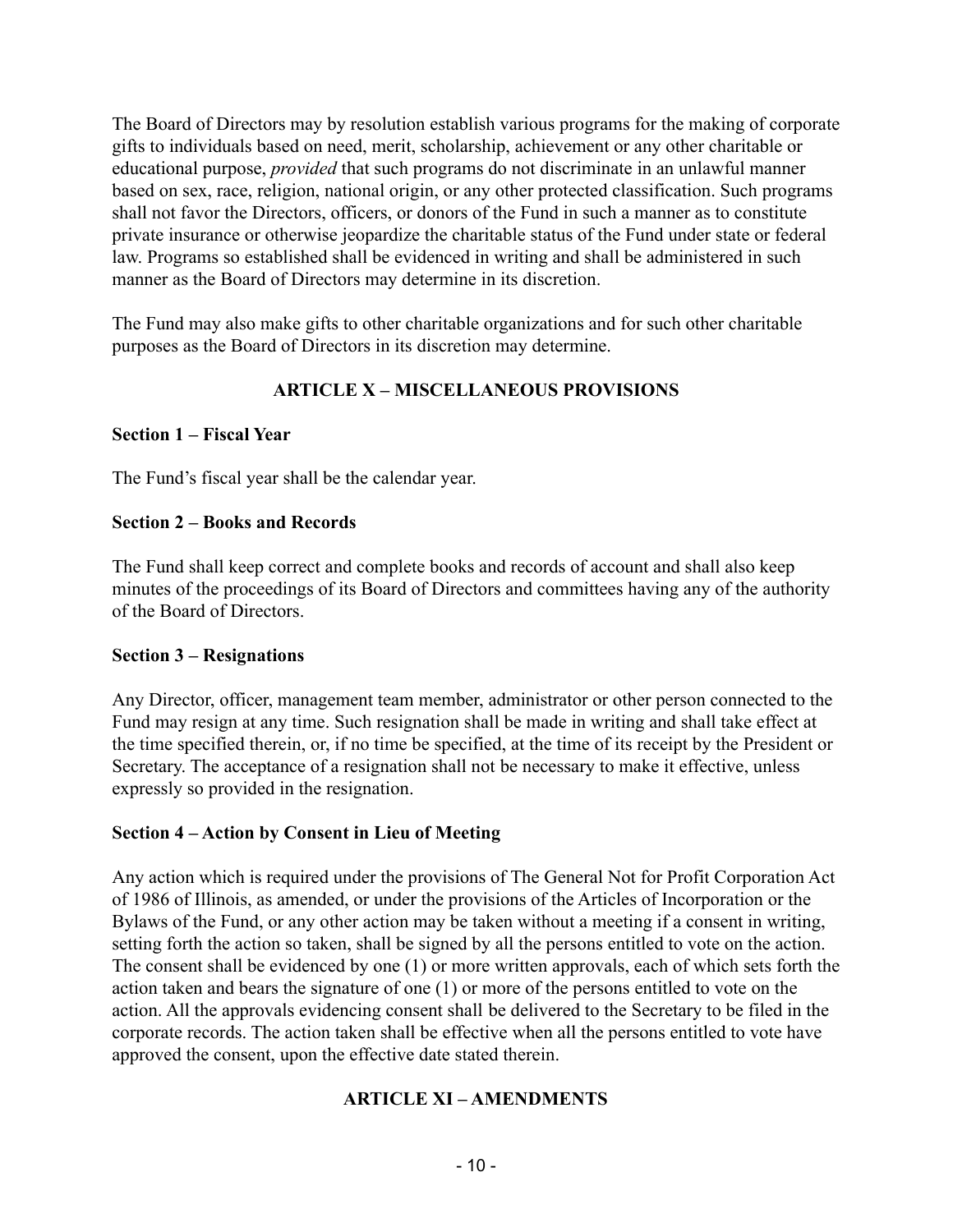The Board of Directors may by resolution establish various programs for the making of corporate gifts to individuals based on need, merit, scholarship, achievement or any other charitable or educational purpose, *provided* that such programs do not discriminate in an unlawful manner based on sex, race, religion, national origin, or any other protected classification. Such programs shall not favor the Directors, officers, or donors of the Fund in such a manner as to constitute private insurance or otherwise jeopardize the charitable status of the Fund under state or federal law. Programs so established shall be evidenced in writing and shall be administered in such manner as the Board of Directors may determine in its discretion.

The Fund may also make gifts to other charitable organizations and for such other charitable purposes as the Board of Directors in its discretion may determine.

## ARTICLE X – MISCELLANEOUS PROVISIONS

### Section 1 – Fiscal Year

The Fund's fiscal year shall be the calendar year.

### Section 2 – Books and Records

The Fund shall keep correct and complete books and records of account and shall also keep minutes of the proceedings of its Board of Directors and committees having any of the authority of the Board of Directors.

### Section 3 – Resignations

Any Director, officer, management team member, administrator or other person connected to the Fund may resign at any time. Such resignation shall be made in writing and shall take effect at the time specified therein, or, if no time be specified, at the time of its receipt by the President or Secretary. The acceptance of a resignation shall not be necessary to make it effective, unless expressly so provided in the resignation.

### Section 4 – Action by Consent in Lieu of Meeting

Any action which is required under the provisions of The General Not for Profit Corporation Act of 1986 of Illinois, as amended, or under the provisions of the Articles of Incorporation or the Bylaws of the Fund, or any other action may be taken without a meeting if a consent in writing, setting forth the action so taken, shall be signed by all the persons entitled to vote on the action. The consent shall be evidenced by one (1) or more written approvals, each of which sets forth the action taken and bears the signature of one (1) or more of the persons entitled to vote on the action. All the approvals evidencing consent shall be delivered to the Secretary to be filed in the corporate records. The action taken shall be effective when all the persons entitled to vote have approved the consent, upon the effective date stated therein.

## ARTICLE XI – AMENDMENTS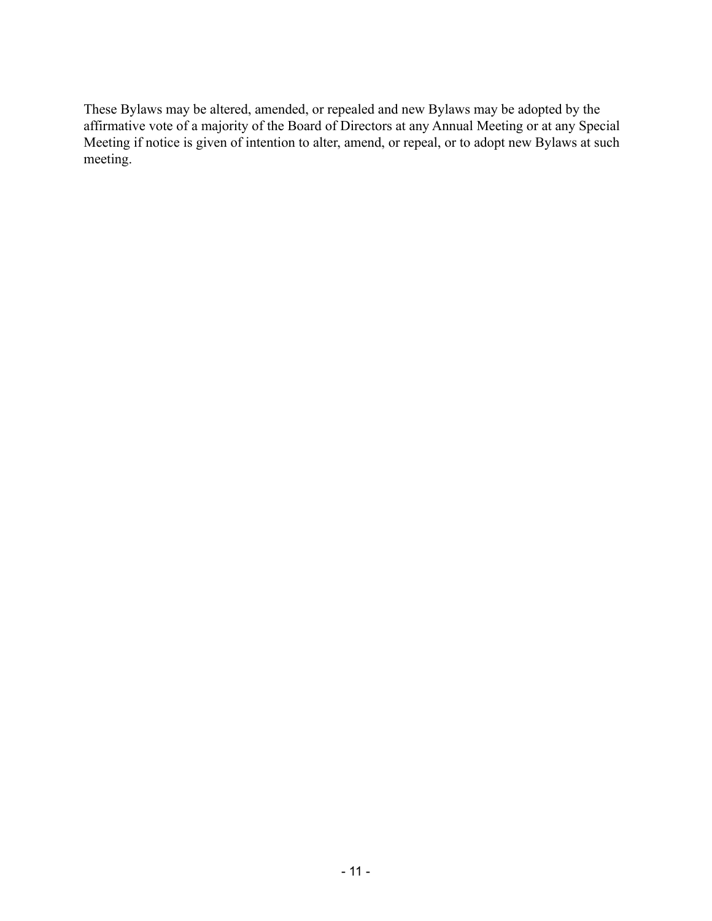These Bylaws may be altered, amended, or repealed and new Bylaws may be adopted by the affirmative vote of a majority of the Board of Directors at any Annual Meeting or at any Special Meeting if notice is given of intention to alter, amend, or repeal, or to adopt new Bylaws at such meeting.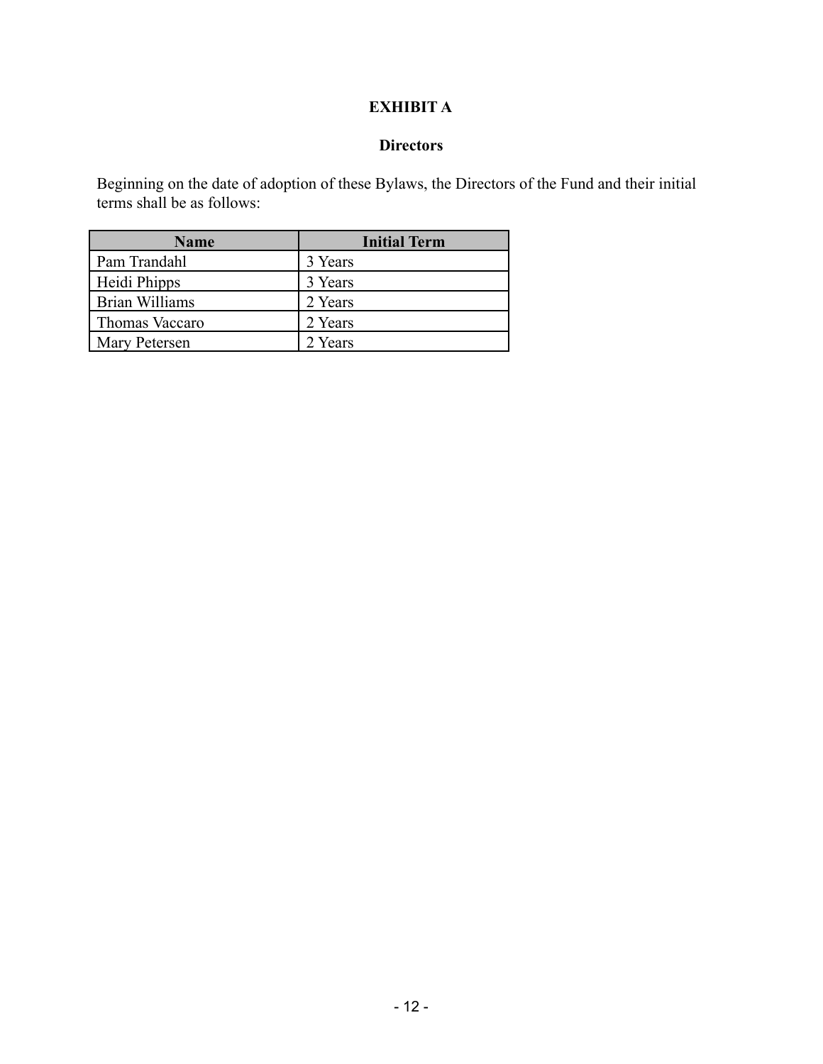# EXHIBIT A

## Directors

Beginning on the date of adoption of these Bylaws, the Directors of the Fund and their initial terms shall be as follows:

| Name | Initial Term |
| --- | --- |
| Pam Trandahl | 3 Years |
| Heidi Phipps | 3 Years |
| Brian Williams | 2 Years |
| Thomas Vaccaro | 2 Years |
| Mary Petersen | 2 Years |